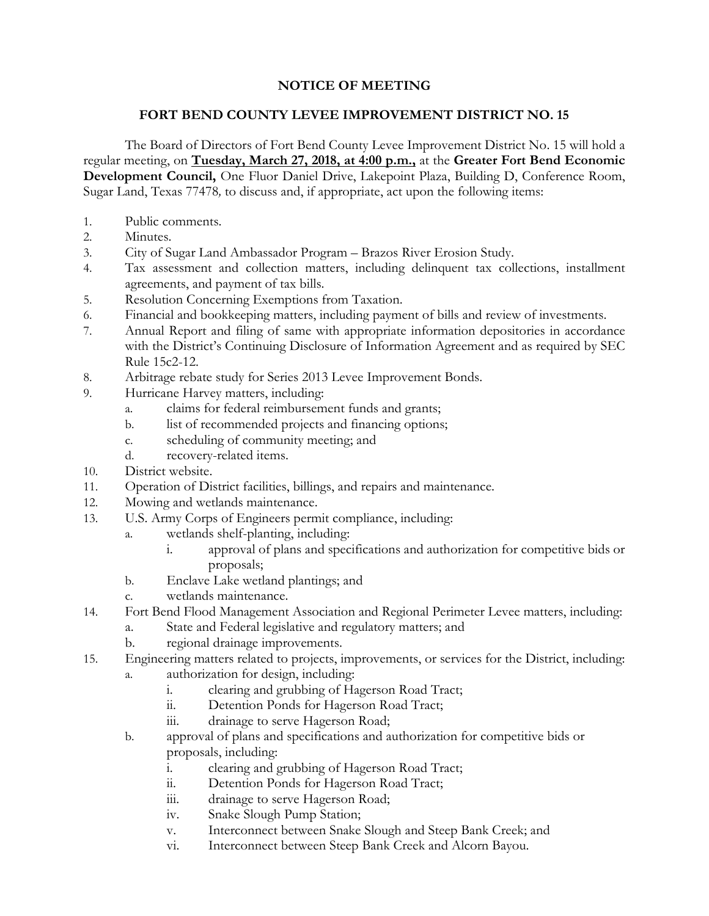# NOTICE OF MEETING

## FORT BEND COUNTY LEVEE IMPROVEMENT DISTRICT NO. 15

The Board of Directors of Fort Bend County Levee Improvement District No. 15 will hold a regular meeting, on **Tuesday, March 27, 2018, at 4:00 p.m.,** at the **Greater Fort Bend Economic Development Council,** One Fluor Daniel Drive, Lakepoint Plaza, Building D, Conference Room, Sugar Land, Texas 77478*,* to discuss and, if appropriate, act upon the following items:

1. Public comments.
2. Minutes.
3. City of Sugar Land Ambassador Program – Brazos River Erosion Study.
4. Tax assessment and collection matters, including delinquent tax collections, installment agreements, and payment of tax bills.
5. Resolution Concerning Exemptions from Taxation.
6. Financial and bookkeeping matters, including payment of bills and review of investments.
7. Annual Report and filing of same with appropriate information depositories in accordance with the District's Continuing Disclosure of Information Agreement and as required by SEC Rule 15c2-12.
8. Arbitrage rebate study for Series 2013 Levee Improvement Bonds.
9. Hurricane Harvey matters, including:
   a. claims for federal reimbursement funds and grants;
   b. list of recommended projects and financing options;
   c. scheduling of community meeting; and
   d. recovery-related items.
10. District website.
11. Operation of District facilities, billings, and repairs and maintenance.
12. Mowing and wetlands maintenance.
13. U.S. Army Corps of Engineers permit compliance, including:
    a. wetlands shelf-planting, including:
       i. approval of plans and specifications and authorization for competitive bids or proposals;
    b. Enclave Lake wetland plantings; and
    c. wetlands maintenance.
14. Fort Bend Flood Management Association and Regional Perimeter Levee matters, including:
    a. State and Federal legislative and regulatory matters; and
    b. regional drainage improvements.
15. Engineering matters related to projects, improvements, or services for the District, including:
    a. authorization for design, including:
       i. clearing and grubbing of Hagerson Road Tract;
       ii. Detention Ponds for Hagerson Road Tract;
       iii. drainage to serve Hagerson Road;
    b. approval of plans and specifications and authorization for competitive bids or proposals, including:
       i. clearing and grubbing of Hagerson Road Tract;
       ii. Detention Ponds for Hagerson Road Tract;
       iii. drainage to serve Hagerson Road;
       iv. Snake Slough Pump Station;
       v. Interconnect between Snake Slough and Steep Bank Creek; and
       vi. Interconnect between Steep Bank Creek and Alcorn Bayou.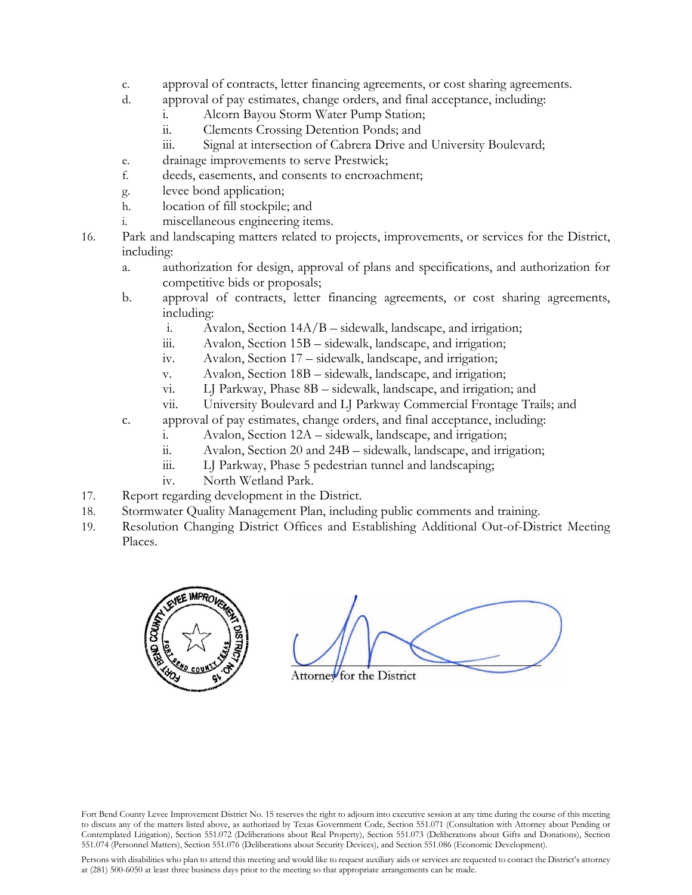c. approval of contracts, letter financing agreements, or cost sharing agreements.

d. approval of pay estimates, change orders, and final acceptance, including:

   i. Alcorn Bayou Storm Water Pump Station;

   ii. Clements Crossing Detention Ponds; and

   iii. Signal at intersection of Cabrera Drive and University Boulevard;

e. drainage improvements to serve Prestwick;

f. deeds, easements, and consents to encroachment;

g. levee bond application;

h. location of fill stockpile; and

i. miscellaneous engineering items.

16. Park and landscaping matters related to projects, improvements, or services for the District, including:

   a. authorization for design, approval of plans and specifications, and authorization for competitive bids or proposals;

   b. approval of contracts, letter financing agreements, or cost sharing agreements, including:

      i. Avalon, Section 14A/B – sidewalk, landscape, and irrigation;

      iii. Avalon, Section 15B – sidewalk, landscape, and irrigation;

      iv. Avalon, Section 17 – sidewalk, landscape, and irrigation;

      v. Avalon, Section 18B – sidewalk, landscape, and irrigation;

      vi. LJ Parkway, Phase 8B – sidewalk, landscape, and irrigation; and

      vii. University Boulevard and LJ Parkway Commercial Frontage Trails; and

   c. approval of pay estimates, change orders, and final acceptance, including:

      i. Avalon, Section 12A – sidewalk, landscape, and irrigation;

      ii. Avalon, Section 20 and 24B – sidewalk, landscape, and irrigation;

      iii. LJ Parkway, Phase 5 pedestrian tunnel and landscaping;

      iv. North Wetland Park.

17. Report regarding development in the District.

18. Stormwater Quality Management Plan, including public comments and training.

19. Resolution Changing District Offices and Establishing Additional Out-of-District Meeting Places.

FORT BEND COUNTY LEVEE IMPROVEMENT DISTRICT NO. 15 — FORT BEND COUNTY, TEXAS

Attorney for the District

Fort Bend County Levee Improvement District No. 15 reserves the right to adjourn into executive session at any time during the course of this meeting to discuss any of the matters listed above, as authorized by Texas Government Code, Section 551.071 (Consultation with Attorney about Pending or Contemplated Litigation), Section 551.072 (Deliberations about Real Property), Section 551.073 (Deliberations about Gifts and Donations), Section 551.074 (Personnel Matters), Section 551.076 (Deliberations about Security Devices), and Section 551.086 (Economic Development).

Persons with disabilities who plan to attend this meeting and would like to request auxiliary aids or services are requested to contact the District's attorney at (281) 500-6050 at least three business days prior to the meeting so that appropriate arrangements can be made.